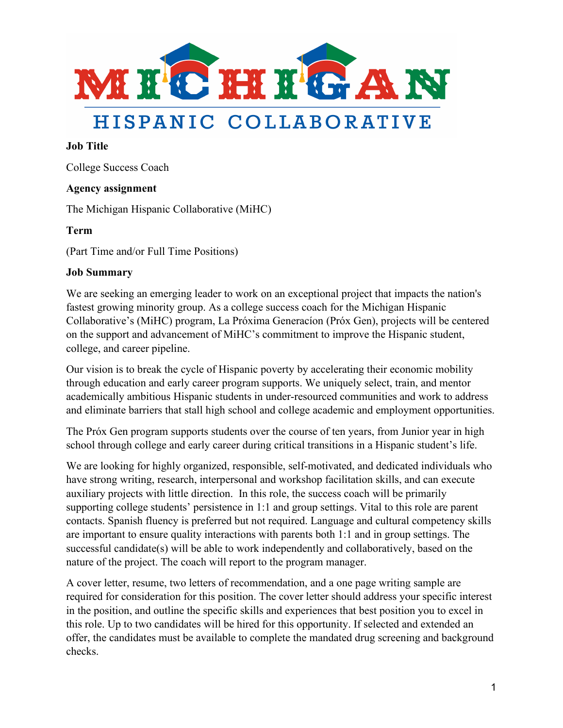**Job Title**

College Success Coach

**Agency assignment**

The Michigan Hispanic Collaborative (MiHC)

**Term**

(Part Time and/or Full Time Positions)

**Job Summary**

We are seeking an emerging leader to work on an exceptional project that impacts the nation's fastest growing minority group. As a college success coach for the Michigan Hispanic Collaborative's (MiHC) program, La Próxima Generacíon (Próx Gen), projects will be centered on the support and advancement of MiHC's commitment to improve the Hispanic student, college, and career pipeline.

Our vision is to break the cycle of Hispanic poverty by accelerating their economic mobility through education and early career program supports. We uniquely select, train, and mentor academically ambitious Hispanic students in under-resourced communities and work to address and eliminate barriers that stall high school and college academic and employment opportunities.

The Próx Gen program supports students over the course of ten years, from Junior year in high school through college and early career during critical transitions in a Hispanic student's life.

We are looking for highly organized, responsible, self-motivated, and dedicated individuals who have strong writing, research, interpersonal and workshop facilitation skills, and can execute auxiliary projects with little direction. In this role, the success coach will be primarily supporting college students' persistence in 1:1 and group settings. Vital to this role are parent contacts. Spanish fluency is preferred but not required. Language and cultural competency skills are important to ensure quality interactions with parents both 1:1 and in group settings. The successful candidate(s) will be able to work independently and collaboratively, based on the nature of the project. The coach will report to the program manager.

A cover letter, resume, two letters of recommendation, and a one page writing sample are required for consideration for this position. The cover letter should address your specific interest in the position, and outline the specific skills and experiences that best position you to excel in this role. Up to two candidates will be hired for this opportunity. If selected and extended an offer, the candidates must be available to complete the mandated drug screening and background checks.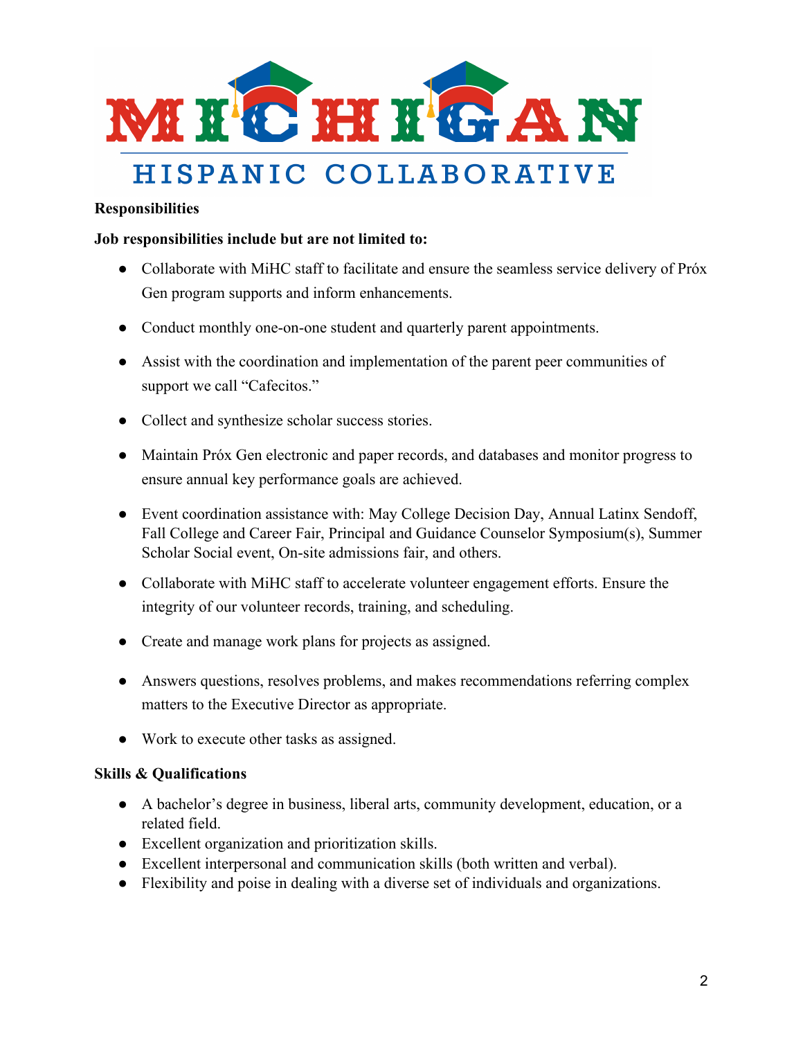**Responsibilities**

**Job responsibilities include but are not limited to:**

- Collaborate with MiHC staff to facilitate and ensure the seamless service delivery of Próx Gen program supports and inform enhancements.
- Conduct monthly one-on-one student and quarterly parent appointments.
- Assist with the coordination and implementation of the parent peer communities of support we call "Cafecitos."
- Collect and synthesize scholar success stories.
- Maintain Próx Gen electronic and paper records, and databases and monitor progress to ensure annual key performance goals are achieved.
- Event coordination assistance with: May College Decision Day, Annual Latinx Sendoff, Fall College and Career Fair, Principal and Guidance Counselor Symposium(s), Summer Scholar Social event, On-site admissions fair, and others.
- Collaborate with MiHC staff to accelerate volunteer engagement efforts. Ensure the integrity of our volunteer records, training, and scheduling.
- Create and manage work plans for projects as assigned.
- Answers questions, resolves problems, and makes recommendations referring complex matters to the Executive Director as appropriate.
- Work to execute other tasks as assigned.

**Skills & Qualifications**

- A bachelor's degree in business, liberal arts, community development, education, or a related field.
- Excellent organization and prioritization skills.
- Excellent interpersonal and communication skills (both written and verbal).
- Flexibility and poise in dealing with a diverse set of individuals and organizations.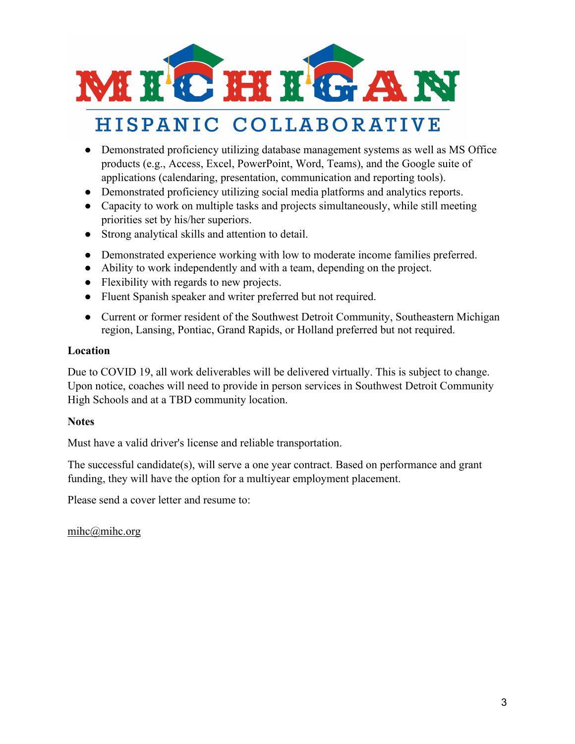- Demonstrated proficiency utilizing database management systems as well as MS Office products (e.g., Access, Excel, PowerPoint, Word, Teams), and the Google suite of applications (calendaring, presentation, communication and reporting tools).
- Demonstrated proficiency utilizing social media platforms and analytics reports.
- Capacity to work on multiple tasks and projects simultaneously, while still meeting priorities set by his/her superiors.
- Strong analytical skills and attention to detail.
- Demonstrated experience working with low to moderate income families preferred.
- Ability to work independently and with a team, depending on the project.
- Flexibility with regards to new projects.
- Fluent Spanish speaker and writer preferred but not required.
- Current or former resident of the Southwest Detroit Community, Southeastern Michigan region, Lansing, Pontiac, Grand Rapids, or Holland preferred but not required.

**Location**

Due to COVID 19, all work deliverables will be delivered virtually. This is subject to change. Upon notice, coaches will need to provide in person services in Southwest Detroit Community High Schools and at a TBD community location.

**Notes**

Must have a valid driver's license and reliable transportation.

The successful candidate(s), will serve a one year contract. Based on performance and grant funding, they will have the option for a multiyear employment placement.

Please send a cover letter and resume to:

mihc@mihc.org